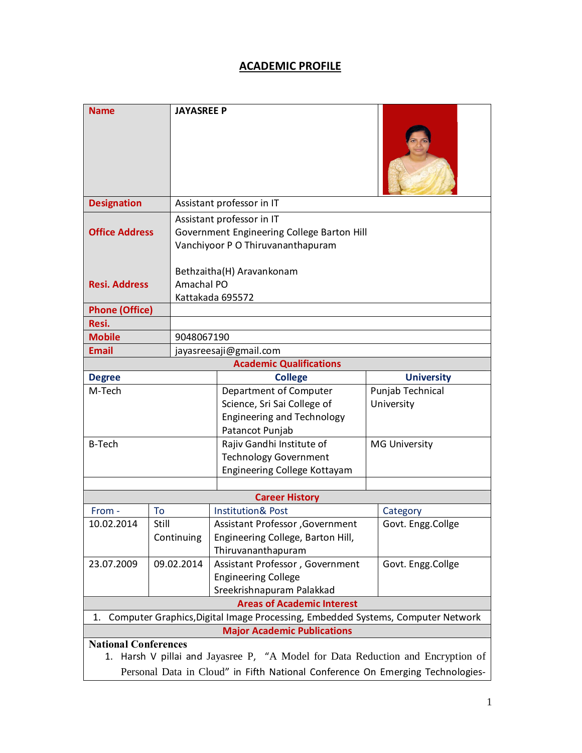# ACADEMIC PROFILE

| | | |
|---|---|---|
| **Name** | **JAYASREE P** | |
| **Designation** | Assistant professor in IT | |
| **Office Address** | Assistant professor in IT<br>Government Engineering College Barton Hill<br>Vanchiyoor P O Thiruvananthapuram | |
| **Resi. Address** | Bethzaitha(H) Aravankonam<br>Amachal PO<br>Kattakada 695572 | |
| **Phone (Office)** | | |
| **Resi.** | | |
| **Mobile** | 9048067190 | |
| **Email** | jayasreesaji@gmail.com | |

## Academic Qualifications

| Degree | College | University |
|---|---|---|
| M-Tech | Department of Computer Science, Sri Sai College of Engineering and Technology Patancot Punjab | Punjab Technical University |
| B-Tech | Rajiv Gandhi Institute of Technology Government Engineering College Kottayam | MG University |
| | | |

## Career History

| From - | To | Institution& Post | Category |
|---|---|---|---|
| 10.02.2014 | Still Continuing | Assistant Professor ,Government Engineering College, Barton Hill, Thiruvananthapuram | Govt. Engg.Collge |
| 23.07.2009 | 09.02.2014 | Assistant Professor , Government Engineering College Sreekrishnapuram Palakkad | Govt. Engg.Collge |

## Areas of Academic Interest

1. Computer Graphics,Digital Image Processing, Embedded Systems, Computer Network

## Major Academic Publications

**National Conferences**

1. Harsh V pillai and Jayasree P, "A Model for Data Reduction and Encryption of Personal Data in Cloud" in Fifth National Conference On Emerging Technologies-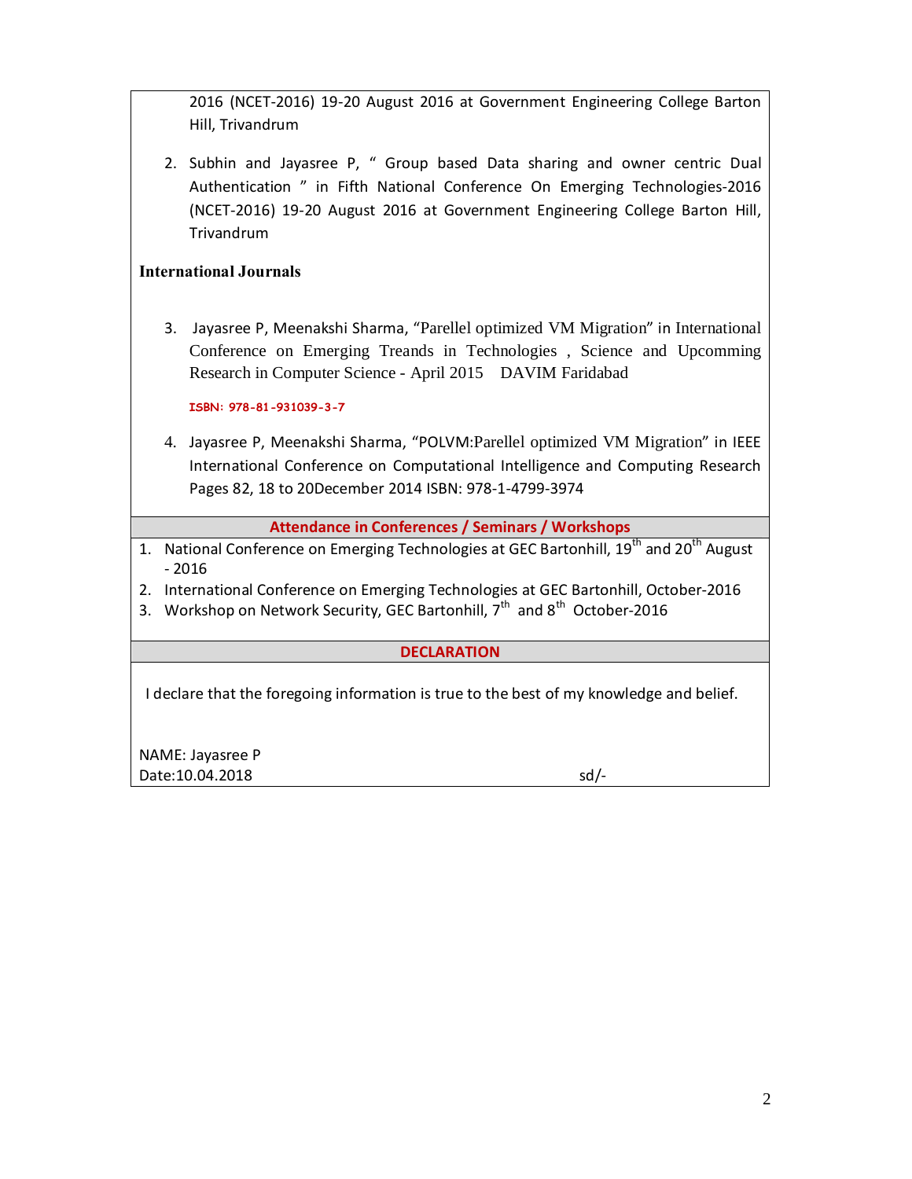2016 (NCET-2016) 19-20 August 2016 at Government Engineering College Barton Hill, Trivandrum

2. Subhin and Jayasree P, " Group based Data sharing and owner centric Dual Authentication " in Fifth National Conference On Emerging Technologies-2016 (NCET-2016) 19-20 August 2016 at Government Engineering College Barton Hill, Trivandrum

**International Journals**

3. Jayasree P, Meenakshi Sharma, "Parellel optimized VM Migration" in International Conference on Emerging Treands in Technologies , Science and Upcomming Research in Computer Science - April 2015 DAVIM Faridabad

   ISBN: 978-81-931039-3-7

4. Jayasree P, Meenakshi Sharma, "POLVM:Parellel optimized VM Migration" in IEEE International Conference on Computational Intelligence and Computing Research Pages 82, 18 to 20December 2014 ISBN: 978-1-4799-3974

## Attendance in Conferences / Seminars / Workshops

1. National Conference on Emerging Technologies at GEC Bartonhill, 19th and 20th August - 2016
2. International Conference on Emerging Technologies at GEC Bartonhill, October-2016
3. Workshop on Network Security, GEC Bartonhill, 7th and 8th October-2016

## DECLARATION

I declare that the foregoing information is true to the best of my knowledge and belief.

NAME: Jayasree P

Date:10.04.2018 sd/-